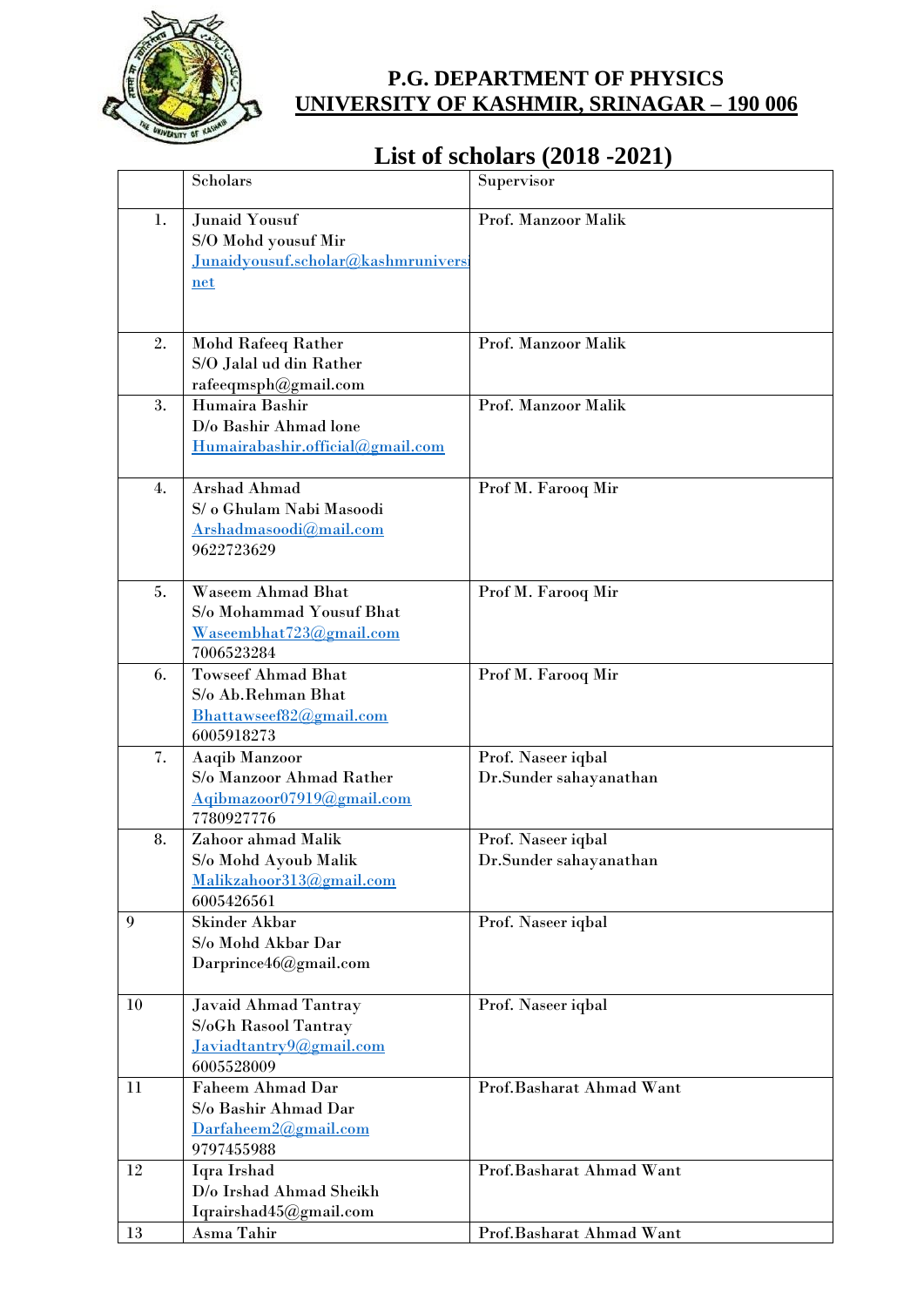# P.G. DEPARTMENT OF PHYSICS
## UNIVERSITY OF KASHMIR, SRINAGAR – 190 006

## List of scholars (2018 -2021)

| | Scholars | Supervisor |
|---|---|---|
| 1. | Junaid Yousuf<br>S/O Mohd yousuf Mir<br>Junaidyousuf.scholar@kashmruniversi<br>net | Prof. Manzoor Malik |
| 2. | Mohd Rafeeq Rather<br>S/O Jalal ud din Rather<br>rafeeqmsph@gmail.com | Prof. Manzoor Malik |
| 3. | Humaira Bashir<br>D/o Bashir Ahmad lone<br>Humairabashir.official@gmail.com | Prof. Manzoor Malik |
| 4. | Arshad Ahmad<br>S/ o Ghulam Nabi Masoodi<br>Arshadmasoodi@mail.com<br>9622723629 | Prof M. Farooq Mir |
| 5. | Waseem Ahmad Bhat<br>S/o Mohammad Yousuf Bhat<br>Waseembhat723@gmail.com<br>7006523284 | Prof M. Farooq Mir |
| 6. | Towseef Ahmad Bhat<br>S/o Ab.Rehman Bhat<br>Bhattawseef82@gmail.com<br>6005918273 | Prof M. Farooq Mir |
| 7. | Aaqib Manzoor<br>S/o Manzoor Ahmad Rather<br>Aqibmazoor07919@gmail.com<br>7780927776 | Prof. Naseer iqbal<br>Dr.Sunder sahayanathan |
| 8. | Zahoor ahmad Malik<br>S/o Mohd Ayoub Malik<br>Malikzahoor313@gmail.com<br>6005426561 | Prof. Naseer iqbal<br>Dr.Sunder sahayanathan |
| 9 | Skinder Akbar<br>S/o Mohd Akbar Dar<br>Darprince46@gmail.com | Prof. Naseer iqbal |
| 10 | Javaid Ahmad Tantray<br>S/oGh Rasool Tantray<br>Javiadtantry9@gmail.com<br>6005528009 | Prof. Naseer iqbal |
| 11 | Faheem Ahmad Dar<br>S/o Bashir Ahmad Dar<br>Darfaheem2@gmail.com<br>9797455988 | Prof.Basharat Ahmad Want |
| 12 | Iqra Irshad<br>D/o Irshad Ahmad Sheikh<br>Iqrairshad45@gmail.com | Prof.Basharat Ahmad Want |
| 13 | Asma Tahir | Prof.Basharat Ahmad Want |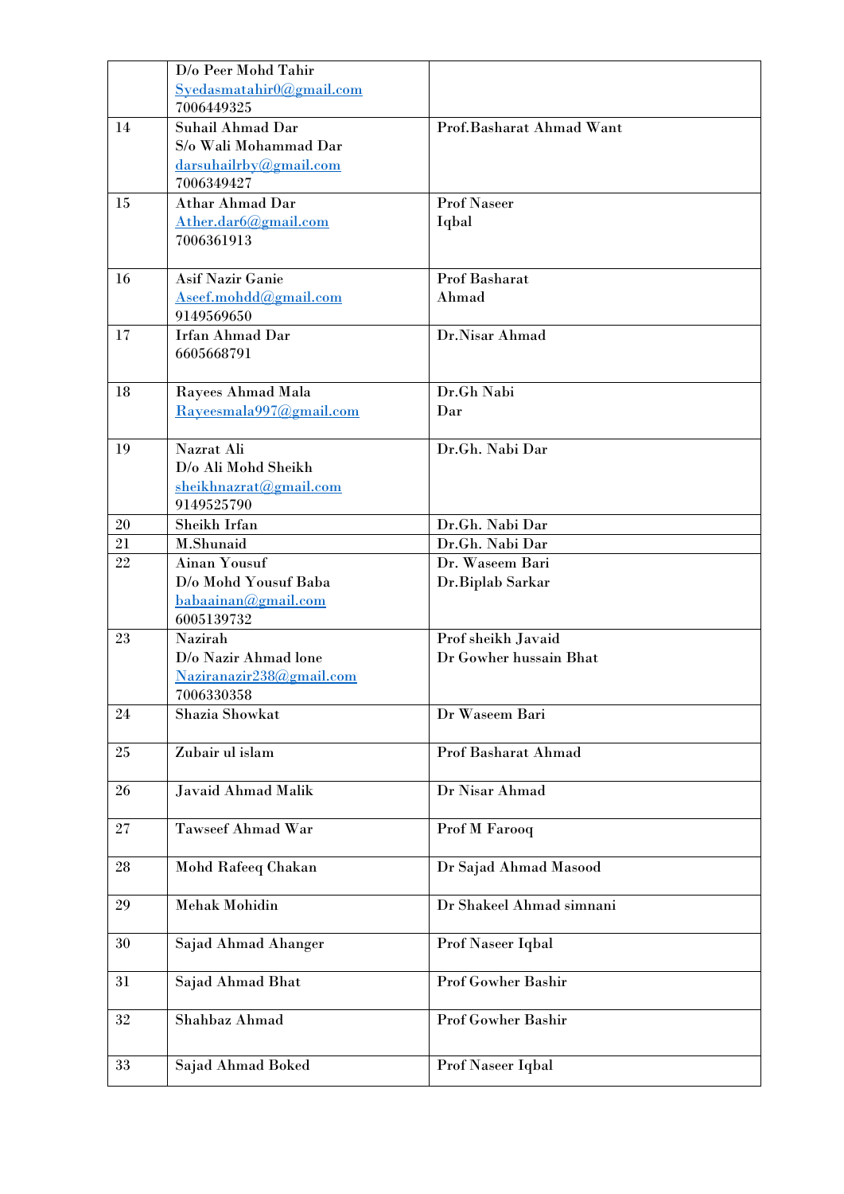| | | |
|---|---|---|
| | D/o Peer Mohd Tahir<br>Syedasmatahir0@gmail.com<br>7006449325 | |
| 14 | Suhail Ahmad Dar<br>S/o Wali Mohammad Dar<br>darsuhailrby@gmail.com<br>7006349427 | Prof.Basharat Ahmad Want |
| 15 | Athar Ahmad Dar<br>Ather.dar6@gmail.com<br>7006361913 | Prof Naseer Iqbal |
| 16 | Asif Nazir Ganie<br>Aseef.mohdd@gmail.com<br>9149569650 | Prof Basharat Ahmad |
| 17 | Irfan Ahmad Dar<br>6605668791 | Dr.Nisar Ahmad |
| 18 | Rayees Ahmad Mala<br>Rayeesmala997@gmail.com | Dr.Gh Nabi Dar |
| 19 | Nazrat Ali<br>D/o Ali Mohd Sheikh<br>sheikhnazrat@gmail.com<br>9149525790 | Dr.Gh. Nabi Dar |
| 20 | Sheikh Irfan | Dr.Gh. Nabi Dar |
| 21 | M.Shunaid | Dr.Gh. Nabi Dar |
| 22 | Ainan Yousuf<br>D/o Mohd Yousuf Baba<br>babaainan@gmail.com<br>6005139732 | Dr. Waseem Bari<br>Dr.Biplab Sarkar |
| 23 | Nazirah<br>D/o Nazir Ahmad lone<br>Naziranazir238@gmail.com<br>7006330358 | Prof sheikh Javaid<br>Dr Gowher hussain Bhat |
| 24 | Shazia Showkat | Dr Waseem Bari |
| 25 | Zubair ul islam | Prof Basharat Ahmad |
| 26 | Javaid Ahmad Malik | Dr Nisar Ahmad |
| 27 | Tawseef Ahmad War | Prof M Farooq |
| 28 | Mohd Rafeeq Chakan | Dr Sajad Ahmad Masood |
| 29 | Mehak Mohidin | Dr Shakeel Ahmad simnani |
| 30 | Sajad Ahmad Ahanger | Prof Naseer Iqbal |
| 31 | Sajad Ahmad Bhat | Prof Gowher Bashir |
| 32 | Shahbaz Ahmad | Prof Gowher Bashir |
| 33 | Sajad Ahmad Boked | Prof Naseer Iqbal |